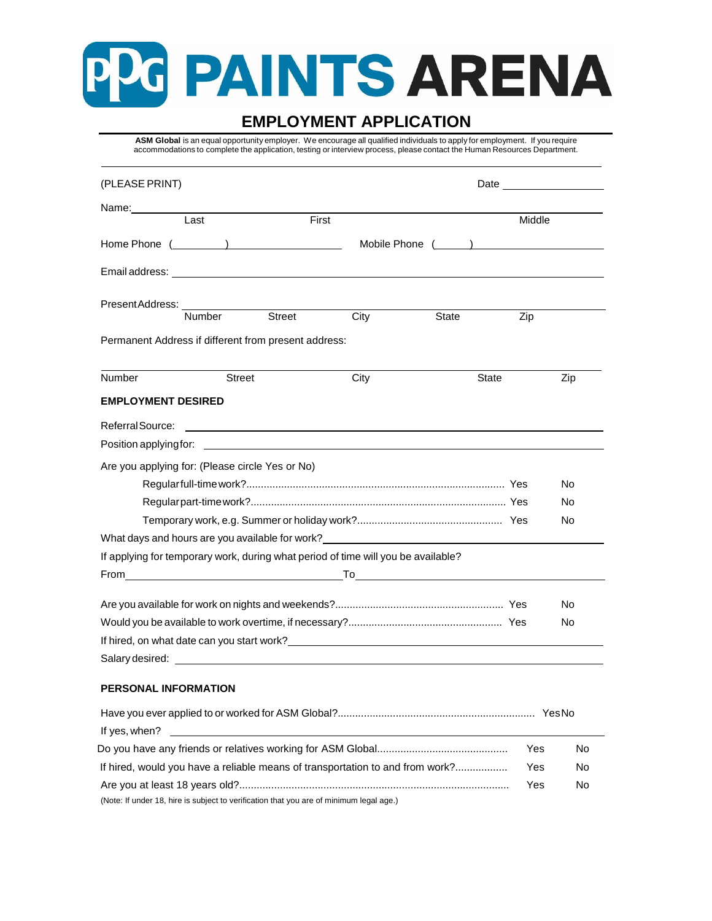# PPG PAINTS ARENA

## EMPLOYMENT APPLICATION

**ASM Global** is an equal opportunity employer. We encourage all qualified individuals to apply for employment. If you require accommodations to complete the application, testing or interview process, please contact the Human Resources Department.

(PLEASE PRINT) Date \_\_\_\_\_\_\_\_\_\_\_\_\_\_\_\_

Name: \_\_\_\_\_\_\_\_\_\_\_\_\_\_\_\_\_\_\_\_\_\_\_\_\_\_\_\_\_\_\_\_\_\_\_\_\_\_\_\_\_\_\_\_\_\_\_\_\_\_\_\_\_\_
Last First Middle

Home Phone ( \_\_\_\_\_\_ ) \_\_\_\_\_\_\_\_\_\_\_\_\_\_ Mobile Phone ( \_\_\_\_ ) \_\_\_\_\_\_\_\_\_\_\_\_\_\_

Email address: \_\_\_\_\_\_\_\_\_\_\_\_\_\_\_\_\_\_\_\_\_\_\_\_\_\_\_\_\_\_\_\_\_\_\_\_\_\_\_\_\_\_\_\_\_\_\_\_\_\_

Present Address: \_\_\_\_\_\_\_\_\_\_\_\_\_\_\_\_\_\_\_\_\_\_\_\_\_\_\_\_\_\_\_\_\_\_\_\_\_\_\_\_\_\_\_\_\_\_\_\_
Number Street City State Zip

Permanent Address if different from present address:

\_\_\_\_\_\_\_\_\_\_\_\_\_\_\_\_\_\_\_\_\_\_\_\_\_\_\_\_\_\_\_\_\_\_\_\_\_\_\_\_\_\_\_\_\_\_\_\_\_\_\_\_\_\_\_\_\_\_\_\_\_\_
Number Street City State Zip

**EMPLOYMENT DESIRED**

Referral Source: \_\_\_\_\_\_\_\_\_\_\_\_\_\_\_\_\_\_\_\_\_\_\_\_\_\_\_\_\_\_\_\_\_\_\_\_\_\_\_\_\_\_\_\_\_\_\_\_\_\_

Position applying for: \_\_\_\_\_\_\_\_\_\_\_\_\_\_\_\_\_\_\_\_\_\_\_\_\_\_\_\_\_\_\_\_\_\_\_\_\_\_\_\_\_\_\_\_\_\_

Are you applying for: (Please circle Yes or No)

- Regular full-time work?........................................................................................ Yes No
- Regular part-time work?....................................................................................... Yes No
- Temporary work, e.g. Summer or holiday work?................................................. Yes No

What days and hours are you available for work? \_\_\_\_\_\_\_\_\_\_\_\_\_\_\_\_\_\_\_\_\_\_\_\_\_\_\_\_\_\_

If applying for temporary work, during what period of time will you be available?

From \_\_\_\_\_\_\_\_\_\_\_\_\_\_\_\_\_\_\_\_\_\_\_\_\_\_ To \_\_\_\_\_\_\_\_\_\_\_\_\_\_\_\_\_\_\_\_\_\_\_\_\_\_\_\_

Are you available for work on nights and weekends?.......................................................... Yes No

Would you be available to work overtime, if necessary?.................................................... Yes No

If hired, on what date can you start work? \_\_\_\_\_\_\_\_\_\_\_\_\_\_\_\_\_\_\_\_\_\_\_\_\_\_\_\_\_\_\_\_\_\_\_\_\_

Salary desired: \_\_\_\_\_\_\_\_\_\_\_\_\_\_\_\_\_\_\_\_\_\_\_\_\_\_\_\_\_\_\_\_\_\_\_\_\_\_\_\_\_\_\_\_\_\_\_\_\_\_\_\_

**PERSONAL INFORMATION**

Have you ever applied to or worked for ASM Global?.................................................................... Yes No

If yes, when? \_\_\_\_\_\_\_\_\_\_\_\_\_\_\_\_\_\_\_\_\_\_\_\_\_\_\_\_\_\_\_\_\_\_\_\_\_\_\_\_\_\_\_\_\_\_\_\_\_\_\_\_\_\_\_\_

Do you have any friends or relatives working for ASM Global............................................ Yes No

If hired, would you have a reliable means of transportation to and from work?.................. Yes No

Are you at least 18 years old?............................................................................................ Yes No

(Note: If under 18, hire is subject to verification that you are of minimum legal age.)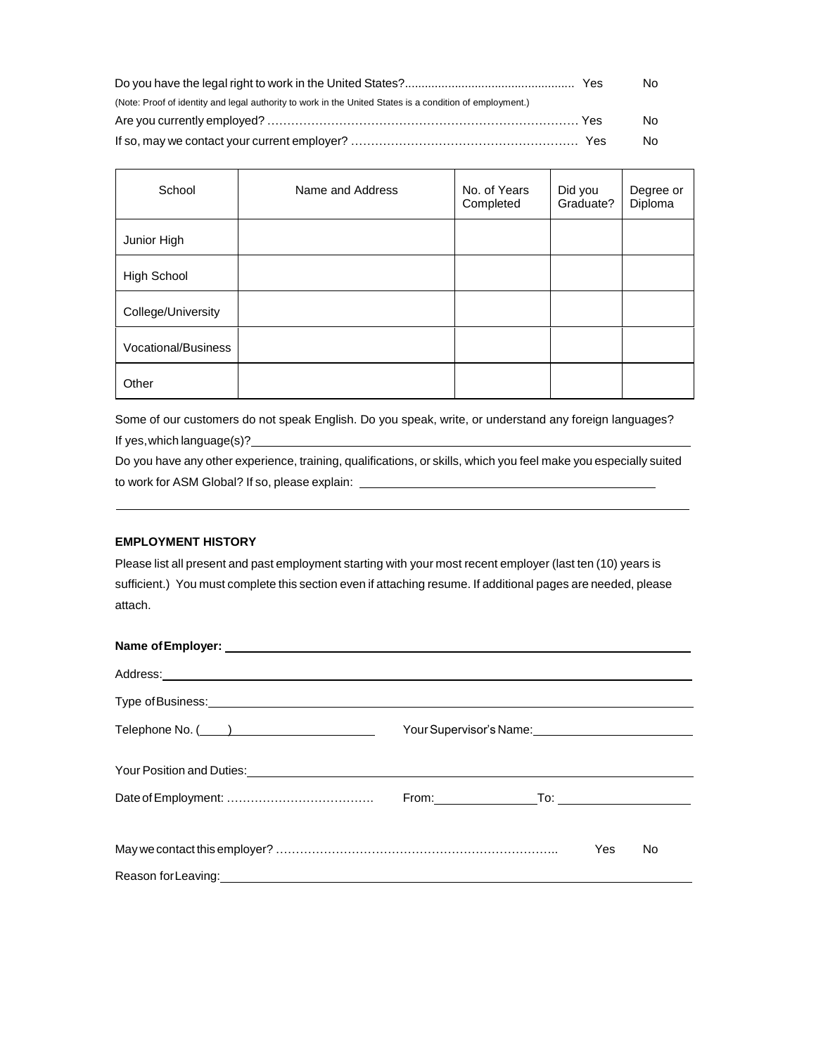Do you have the legal right to work in the United States?................................................... Yes No

(Note: Proof of identity and legal authority to work in the United States is a condition of employment.)

Are you currently employed? ………………………………………………………………… Yes No

If so, may we contact your current employer? ………………………………………………… Yes No

| School | Name and Address | No. of Years Completed | Did you Graduate? | Degree or Diploma |
|---|---|---|---|---|
| Junior High | | | | |
| High School | | | | |
| College/University | | | | |
| Vocational/Business | | | | |
| Other | | | | |

Some of our customers do not speak English. Do you speak, write, or understand any foreign languages? If yes, which language(s)?\_\_\_\_\_\_\_\_\_\_\_\_\_\_\_\_\_\_\_\_\_\_\_\_\_\_\_\_\_\_\_\_\_\_\_\_\_\_\_\_

Do you have any other experience, training, qualifications, or skills, which you feel make you especially suited to work for ASM Global? If so, please explain: \_\_\_\_\_\_\_\_\_\_\_\_\_\_\_\_\_\_\_\_\_\_\_\_\_\_\_\_\_\_\_\_\_\_\_\_

\_\_\_\_\_\_\_\_\_\_\_\_\_\_\_\_\_\_\_\_\_\_\_\_\_\_\_\_\_\_\_\_\_\_\_\_\_\_\_\_\_\_\_\_\_\_\_\_\_\_\_\_\_\_\_\_\_\_\_\_\_\_\_\_\_\_\_\_\_\_\_\_

**EMPLOYMENT HISTORY**

Please list all present and past employment starting with your most recent employer (last ten (10) years is sufficient.) You must complete this section even if attaching resume. If additional pages are needed, please attach.

**Name of Employer:** \_\_\_\_\_\_\_\_\_\_\_\_\_\_\_\_\_\_\_\_\_\_\_\_\_\_\_\_\_\_\_\_\_\_\_\_\_\_\_\_\_\_\_\_\_\_\_\_\_\_\_\_\_\_\_\_

Address:\_\_\_\_\_\_\_\_\_\_\_\_\_\_\_\_\_\_\_\_\_\_\_\_\_\_\_\_\_\_\_\_\_\_\_\_\_\_\_\_\_\_\_\_\_\_\_\_\_\_\_\_\_\_\_\_\_\_\_\_\_\_\_\_\_\_

Type of Business:\_\_\_\_\_\_\_\_\_\_\_\_\_\_\_\_\_\_\_\_\_\_\_\_\_\_\_\_\_\_\_\_\_\_\_\_\_\_\_\_\_\_\_\_\_\_\_\_\_\_\_\_\_\_\_\_\_\_\_

Telephone No. (\_\_\_\_)\_\_\_\_\_\_\_\_\_\_\_\_\_\_\_\_\_\_\_\_ Your Supervisor's Name:\_\_\_\_\_\_\_\_\_\_\_\_\_\_\_\_\_\_\_\_\_\_

Your Position and Duties:\_\_\_\_\_\_\_\_\_\_\_\_\_\_\_\_\_\_\_\_\_\_\_\_\_\_\_\_\_\_\_\_\_\_\_\_\_\_\_\_\_\_\_\_\_\_\_\_\_\_\_\_\_\_

Date of Employment: ……………………………… From:\_\_\_\_\_\_\_\_\_\_\_\_\_\_To: \_\_\_\_\_\_\_\_\_\_\_\_\_\_\_\_\_\_\_

May we contact this employer? ……………………………………………………………….. Yes No

Reason for Leaving:\_\_\_\_\_\_\_\_\_\_\_\_\_\_\_\_\_\_\_\_\_\_\_\_\_\_\_\_\_\_\_\_\_\_\_\_\_\_\_\_\_\_\_\_\_\_\_\_\_\_\_\_\_\_\_\_\_\_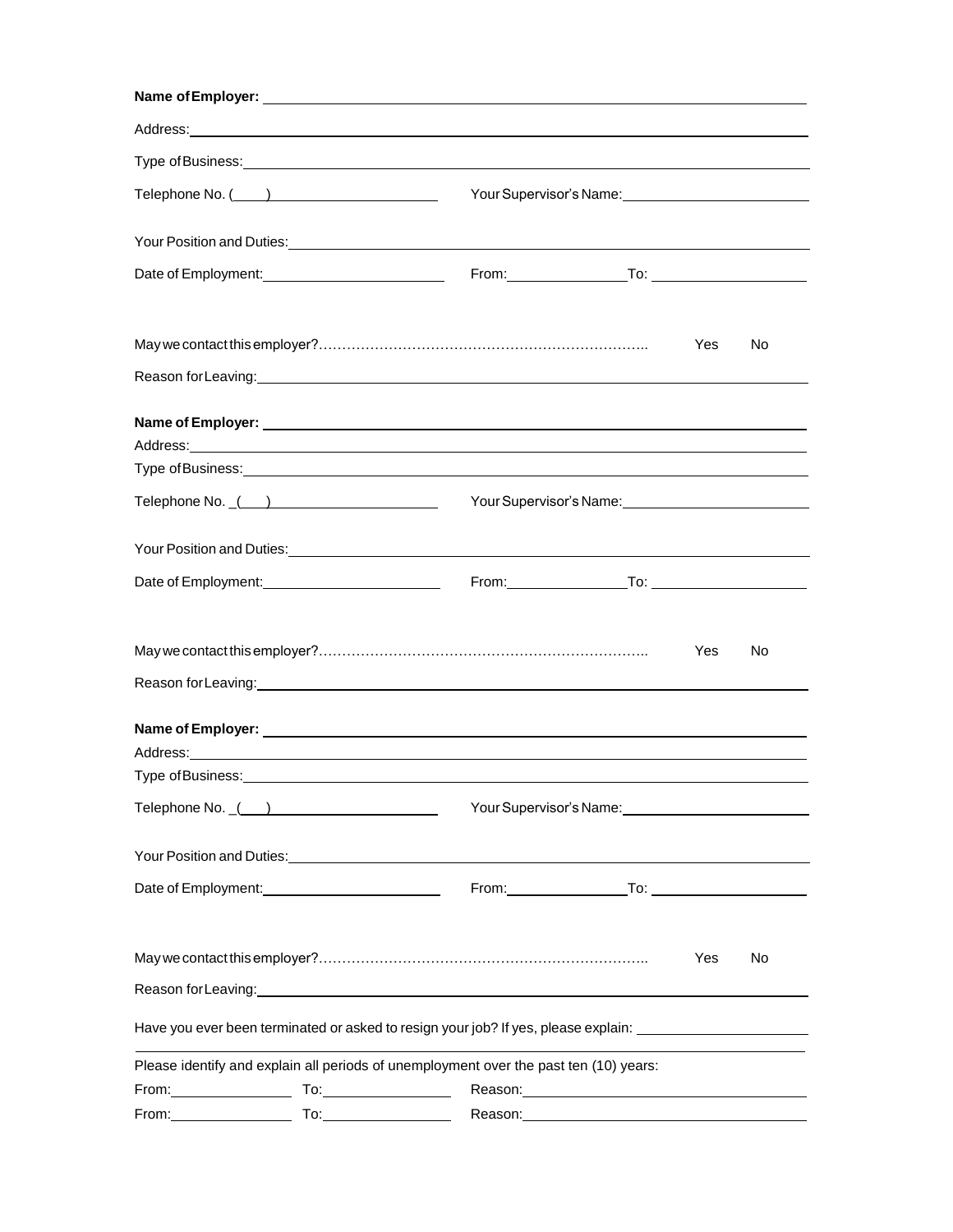**Name of Employer:** ______________________________________________

Address: ______________________________________________

Type of Business: ______________________________________________

Telephone No. (____) ____________________ Your Supervisor's Name: ____________________

Your Position and Duties: ______________________________________________

Date of Employment: ____________________ From: ______________ To: ______________

May we contact this employer?………………………………………………………………….. Yes No

Reason for Leaving: ______________________________________________

**Name of Employer:** ______________________________________________

Address: ______________________________________________

Type of Business: ______________________________________________

Telephone No. _(___) ____________________ Your Supervisor's Name: ____________________

Your Position and Duties: ______________________________________________

Date of Employment: ____________________ From: ______________ To: ______________

May we contact this employer?………………………………………………………………….. Yes No

Reason for Leaving: ______________________________________________

**Name of Employer:** ______________________________________________

Address: ______________________________________________

Type of Business: ______________________________________________

Telephone No. _(___) ____________________ Your Supervisor's Name: ____________________

Your Position and Duties: ______________________________________________

Date of Employment: ____________________ From: ______________ To: ______________

May we contact this employer?………………………………………………………………….. Yes No

Reason for Leaving: ______________________________________________

Have you ever been terminated or asked to resign your job? If yes, please explain: ____________________

______________________________________________

Please identify and explain all periods of unemployment over the past ten (10) years:

From: ______________ To: ______________ Reason: ______________________________

From: ______________ To: ______________ Reason: ______________________________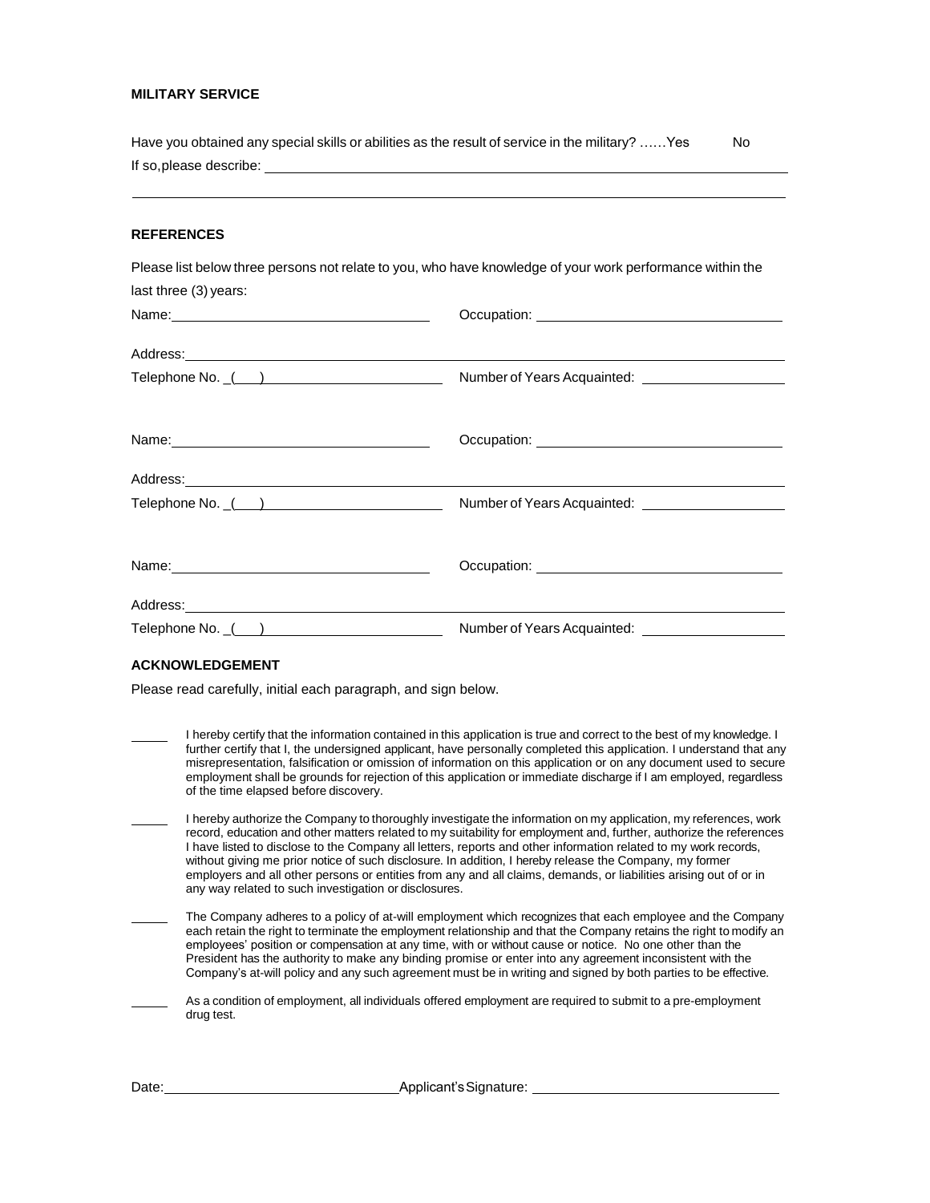**MILITARY SERVICE**

Have you obtained any special skills or abilities as the result of service in the military? ……Yes No

If so, please describe: ______________________________________________________________

______________________________________________________________

**REFERENCES**

Please list below three persons not relate to you, who have knowledge of your work performance within the last three (3) years:

Name: ______________________ Occupation: ______________________

Address: ______________________________________________________________

Telephone No. _( ) ______________________ Number of Years Acquainted: ______________

Name: ______________________ Occupation: ______________________

Address: ______________________________________________________________

Telephone No. _( ) ______________________ Number of Years Acquainted: ______________

Name: ______________________ Occupation: ______________________

Address: ______________________________________________________________

Telephone No. _( ) ______________________ Number of Years Acquainted: ______________

**ACKNOWLEDGEMENT**

Please read carefully, initial each paragraph, and sign below.

_____ I hereby certify that the information contained in this application is true and correct to the best of my knowledge. I further certify that I, the undersigned applicant, have personally completed this application. I understand that any misrepresentation, falsification or omission of information on this application or on any document used to secure employment shall be grounds for rejection of this application or immediate discharge if I am employed, regardless of the time elapsed before discovery.

_____ I hereby authorize the Company to thoroughly investigate the information on my application, my references, work record, education and other matters related to my suitability for employment and, further, authorize the references I have listed to disclose to the Company all letters, reports and other information related to my work records, without giving me prior notice of such disclosure. In addition, I hereby release the Company, my former employers and all other persons or entities from any and all claims, demands, or liabilities arising out of or in any way related to such investigation or disclosures.

_____ The Company adheres to a policy of at-will employment which recognizes that each employee and the Company each retain the right to terminate the employment relationship and that the Company retains the right to modify an employees' position or compensation at any time, with or without cause or notice. No one other than the President has the authority to make any binding promise or enter into any agreement inconsistent with the Company's at-will policy and any such agreement must be in writing and signed by both parties to be effective.

_____ As a condition of employment, all individuals offered employment are required to submit to a pre-employment drug test.

Date: ______________________ Applicant's Signature: ______________________